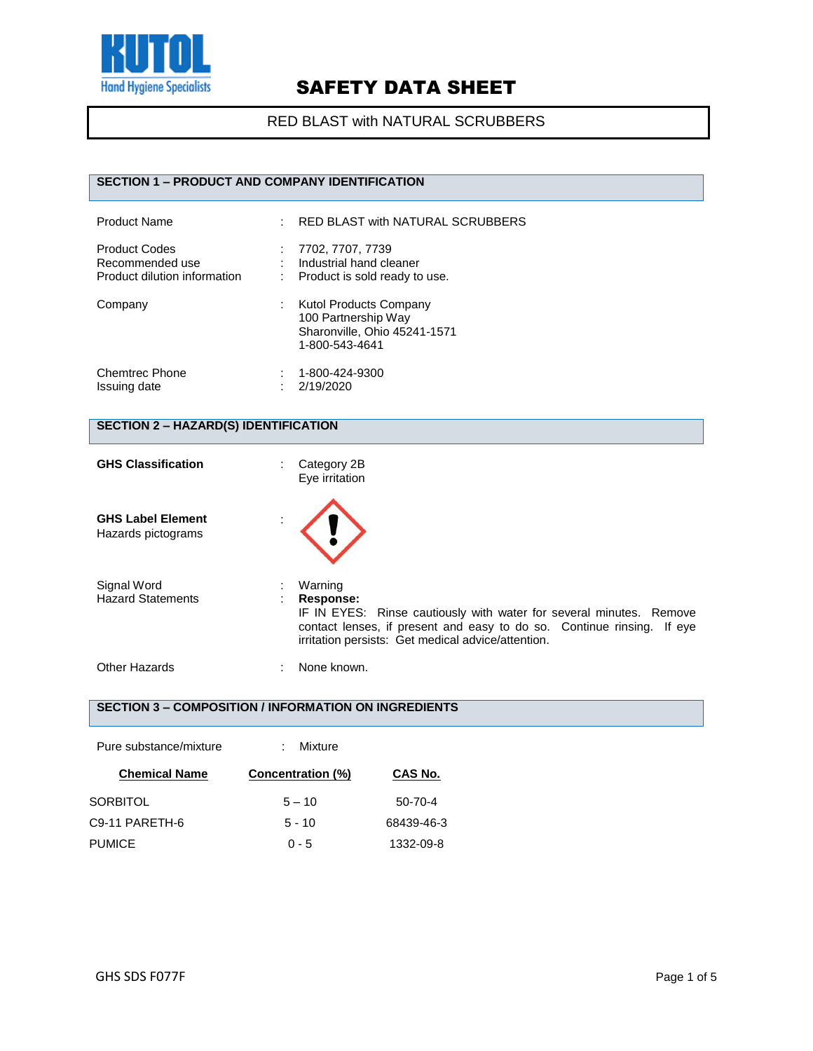KUTOL
Hand Hygiene Specialists

# SAFETY DATA SHEET

RED BLAST with NATURAL SCRUBBERS

## SECTION 1 – PRODUCT AND COMPANY IDENTIFICATION

| | | |
|---|---|---|
| Product Name | : | RED BLAST with NATURAL SCRUBBERS |
| Product Codes | : | 7702, 7707, 7739 |
| Recommended use | : | Industrial hand cleaner |
| Product dilution information | : | Product is sold ready to use. |
| Company | : | Kutol Products Company<br>100 Partnership Way<br>Sharonville, Ohio 45241-1571<br>1-800-543-4641 |
| Chemtrec Phone | : | 1-800-424-9300 |
| Issuing date | : | 2/19/2020 |

## SECTION 2 – HAZARD(S) IDENTIFICATION

| | | |
|---|---|---|
| **GHS Classification** | : | Category 2B<br>Eye irritation |
| **GHS Label Element**<br>Hazards pictograms | : | |
| Signal Word | : | Warning |
| Hazard Statements | : | **Response:**<br>IF IN EYES: Rinse cautiously with water for several minutes. Remove contact lenses, if present and easy to do so. Continue rinsing. If eye irritation persists: Get medical advice/attention. |
| Other Hazards | : | None known. |

## SECTION 3 – COMPOSITION / INFORMATION ON INGREDIENTS

Pure substance/mixture : Mixture

| Chemical Name | Concentration (%) | CAS No. |
|---|---|---|
| SORBITOL | 5 – 10 | 50-70-4 |
| C9-11 PARETH-6 | 5 - 10 | 68439-46-3 |
| PUMICE | 0 - 5 | 1332-09-8 |

GHS SDS F077F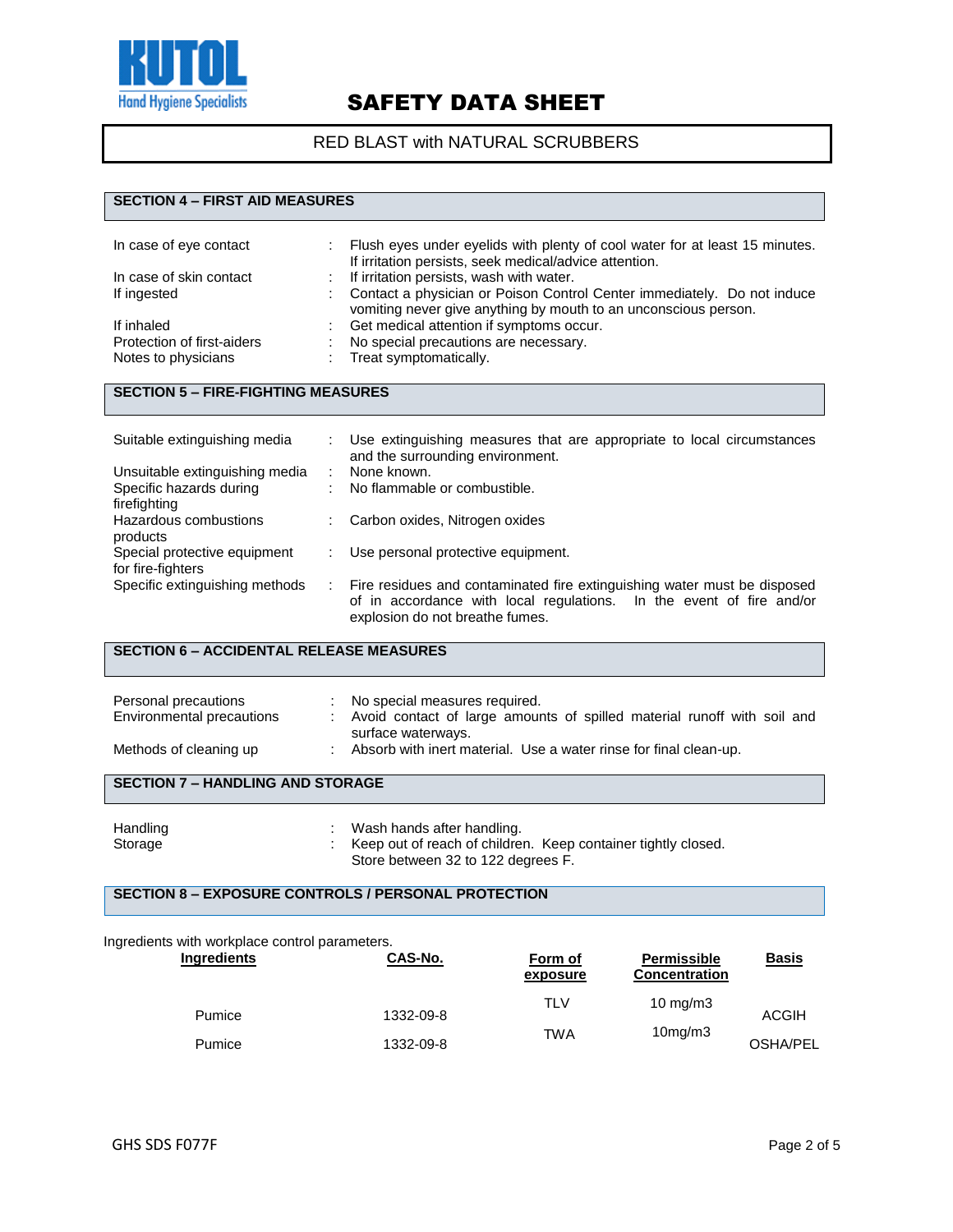# SAFETY DATA SHEET

RED BLAST with NATURAL SCRUBBERS

## SECTION 4 – FIRST AID MEASURES

| | | |
|---|---|---|
| In case of eye contact | : | Flush eyes under eyelids with plenty of cool water for at least 15 minutes. If irritation persists, seek medical/advice attention. |
| In case of skin contact | : | If irritation persists, wash with water. |
| If ingested | : | Contact a physician or Poison Control Center immediately. Do not induce vomiting never give anything by mouth to an unconscious person. |
| If inhaled | : | Get medical attention if symptoms occur. |
| Protection of first-aiders | : | No special precautions are necessary. |
| Notes to physicians | : | Treat symptomatically. |

## SECTION 5 – FIRE-FIGHTING MEASURES

| | | |
|---|---|---|
| Suitable extinguishing media | : | Use extinguishing measures that are appropriate to local circumstances and the surrounding environment. |
| Unsuitable extinguishing media | : | None known. |
| Specific hazards during firefighting | : | No flammable or combustible. |
| Hazardous combustions products | : | Carbon oxides, Nitrogen oxides |
| Special protective equipment for fire-fighters | : | Use personal protective equipment. |
| Specific extinguishing methods | : | Fire residues and contaminated fire extinguishing water must be disposed of in accordance with local regulations. In the event of fire and/or explosion do not breathe fumes. |

## SECTION 6 – ACCIDENTAL RELEASE MEASURES

| | | |
|---|---|---|
| Personal precautions | : | No special measures required. |
| Environmental precautions | : | Avoid contact of large amounts of spilled material runoff with soil and surface waterways. |
| Methods of cleaning up | : | Absorb with inert material. Use a water rinse for final clean-up. |

## SECTION 7 – HANDLING AND STORAGE

| | | |
|---|---|---|
| Handling | : | Wash hands after handling. |
| Storage | : | Keep out of reach of children. Keep container tightly closed. Store between 32 to 122 degrees F. |

## SECTION 8 – EXPOSURE CONTROLS / PERSONAL PROTECTION

Ingredients with workplace control parameters.

| Ingredients | CAS-No. | Form of exposure | Permissible Concentration | Basis |
|---|---|---|---|---|
| Pumice | 1332-09-8 | TLV | 10 mg/m3 | ACGIH |
| Pumice | 1332-09-8 | TWA | 10mg/m3 | OSHA/PEL |

GHS SDS F077F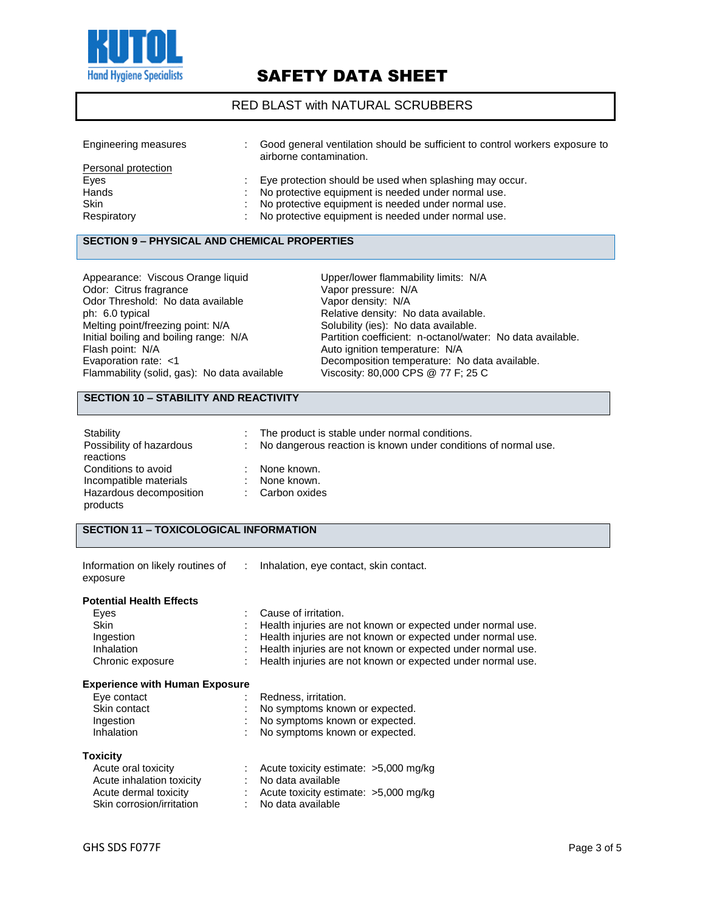| | | |
|---|---|---|
| Engineering measures | : | Good general ventilation should be sufficient to control workers exposure to airborne contamination. |

Personal protection

| | | |
|---|---|---|
| Eyes | : | Eye protection should be used when splashing may occur. |
| Hands | : | No protective equipment is needed under normal use. |
| Skin | : | No protective equipment is needed under normal use. |
| Respiratory | : | No protective equipment is needed under normal use. |

## SECTION 9 – PHYSICAL AND CHEMICAL PROPERTIES

Appearance: Viscous Orange liquid
Odor: Citrus fragrance
Odor Threshold: No data available
ph: 6.0 typical
Melting point/freezing point: N/A
Initial boiling and boiling range: N/A
Flash point: N/A
Evaporation rate: <1
Flammability (solid, gas): No data available
Upper/lower flammability limits: N/A
Vapor pressure: N/A
Vapor density: N/A
Relative density: No data available.
Solubility (ies): No data available.
Partition coefficient: n-octanol/water: No data available.
Auto ignition temperature: N/A
Decomposition temperature: No data available.
Viscosity: 80,000 CPS @ 77 F; 25 C

## SECTION 10 – STABILITY AND REACTIVITY

| | | |
|---|---|---|
| Stability | : | The product is stable under normal conditions. |
| Possibility of hazardous reactions | : | No dangerous reaction is known under conditions of normal use. |
| Conditions to avoid | : | None known. |
| Incompatible materials | : | None known. |
| Hazardous decomposition products | : | Carbon oxides |

## SECTION 11 – TOXICOLOGICAL INFORMATION

| | | |
|---|---|---|
| Information on likely routines of exposure | : | Inhalation, eye contact, skin contact. |

**Potential Health Effects**

| | | |
|---|---|---|
| Eyes | : | Cause of irritation. |
| Skin | : | Health injuries are not known or expected under normal use. |
| Ingestion | : | Health injuries are not known or expected under normal use. |
| Inhalation | : | Health injuries are not known or expected under normal use. |
| Chronic exposure | : | Health injuries are not known or expected under normal use. |

**Experience with Human Exposure**

| | | |
|---|---|---|
| Eye contact | : | Redness, irritation. |
| Skin contact | : | No symptoms known or expected. |
| Ingestion | : | No symptoms known or expected. |
| Inhalation | : | No symptoms known or expected. |

**Toxicity**

| | | |
|---|---|---|
| Acute oral toxicity | : | Acute toxicity estimate: >5,000 mg/kg |
| Acute inhalation toxicity | : | No data available |
| Acute dermal toxicity | : | Acute toxicity estimate: >5,000 mg/kg |
| Skin corrosion/irritation | : | No data available |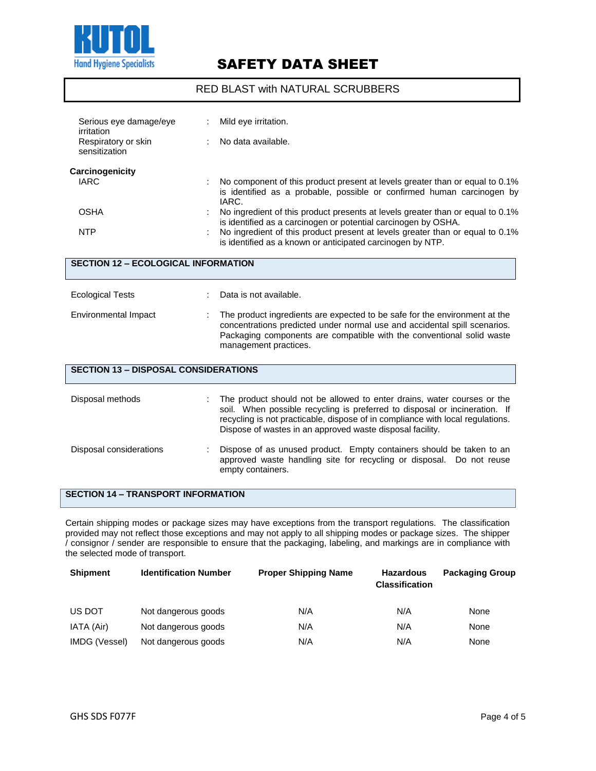| | | |
|---|---|---|
| Serious eye damage/eye irritation | : | Mild eye irritation. |
| Respiratory or skin sensitization | : | No data available. |

**Carcinogenicity**

| | | |
|---|---|---|
| IARC | : | No component of this product present at levels greater than or equal to 0.1% is identified as a probable, possible or confirmed human carcinogen by IARC. |
| OSHA | : | No ingredient of this product presents at levels greater than or equal to 0.1% is identified as a carcinogen or potential carcinogen by OSHA. |
| NTP | : | No ingredient of this product present at levels greater than or equal to 0.1% is identified as a known or anticipated carcinogen by NTP. |

## SECTION 12 – ECOLOGICAL INFORMATION

| | | |
|---|---|---|
| Ecological Tests | : | Data is not available. |
| Environmental Impact | : | The product ingredients are expected to be safe for the environment at the concentrations predicted under normal use and accidental spill scenarios. Packaging components are compatible with the conventional solid waste management practices. |

## SECTION 13 – DISPOSAL CONSIDERATIONS

| | | |
|---|---|---|
| Disposal methods | : | The product should not be allowed to enter drains, water courses or the soil. When possible recycling is preferred to disposal or incineration. If recycling is not practicable, dispose of in compliance with local regulations. Dispose of wastes in an approved waste disposal facility. |
| Disposal considerations | : | Dispose of as unused product. Empty containers should be taken to an approved waste handling site for recycling or disposal. Do not reuse empty containers. |

## SECTION 14 – TRANSPORT INFORMATION

Certain shipping modes or package sizes may have exceptions from the transport regulations. The classification provided may not reflect those exceptions and may not apply to all shipping modes or package sizes. The shipper / consignor / sender are responsible to ensure that the packaging, labeling, and markings are in compliance with the selected mode of transport.

| Shipment | Identification Number | Proper Shipping Name | Hazardous Classification | Packaging Group |
|---|---|---|---|---|
| US DOT | Not dangerous goods | N/A | N/A | None |
| IATA (Air) | Not dangerous goods | N/A | N/A | None |
| IMDG (Vessel) | Not dangerous goods | N/A | N/A | None |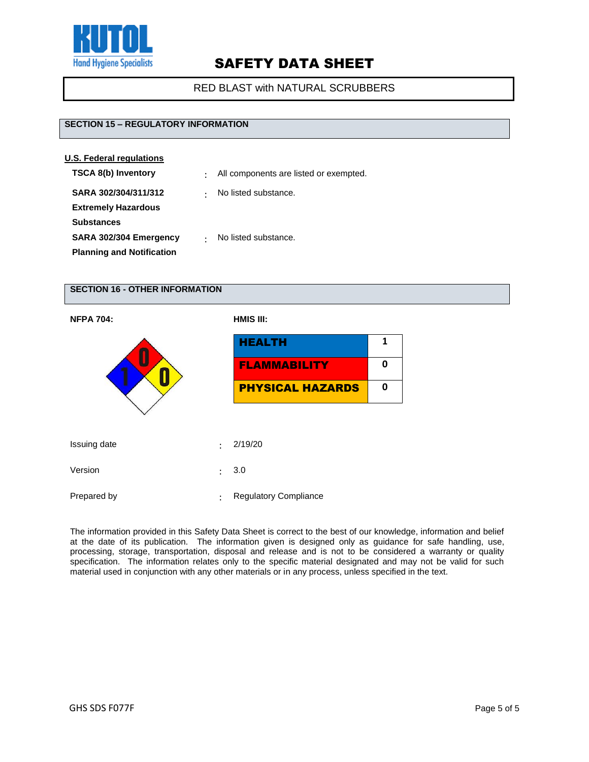# SAFETY DATA SHEET

RED BLAST with NATURAL SCRUBBERS

## SECTION 15 – REGULATORY INFORMATION

**U.S. Federal regulations**

| | | |
|---|---|---|
| **TSCA 8(b) Inventory** | : | All components are listed or exempted. |
| **SARA 302/304/311/312 Extremely Hazardous Substances** | : | No listed substance. |
| **SARA 302/304 Emergency Planning and Notification** | : | No listed substance. |

## SECTION 16 - OTHER INFORMATION

**NFPA 704:**

0

1

0

**HMIS III:**

| | |
|---|---|
| **HEALTH** | 1 |
| **FLAMMABILITY** | 0 |
| **PHYSICAL HAZARDS** | 0 |

| | | |
|---|---|---|
| Issuing date | : | 2/19/20 |
| Version | : | 3.0 |
| Prepared by | : | Regulatory Compliance |

The information provided in this Safety Data Sheet is correct to the best of our knowledge, information and belief at the date of its publication. The information given is designed only as guidance for safe handling, use, processing, storage, transportation, disposal and release and is not to be considered a warranty or quality specification. The information relates only to the specific material designated and may not be valid for such material used in conjunction with any other materials or in any process, unless specified in the text.

GHS SDS F077F